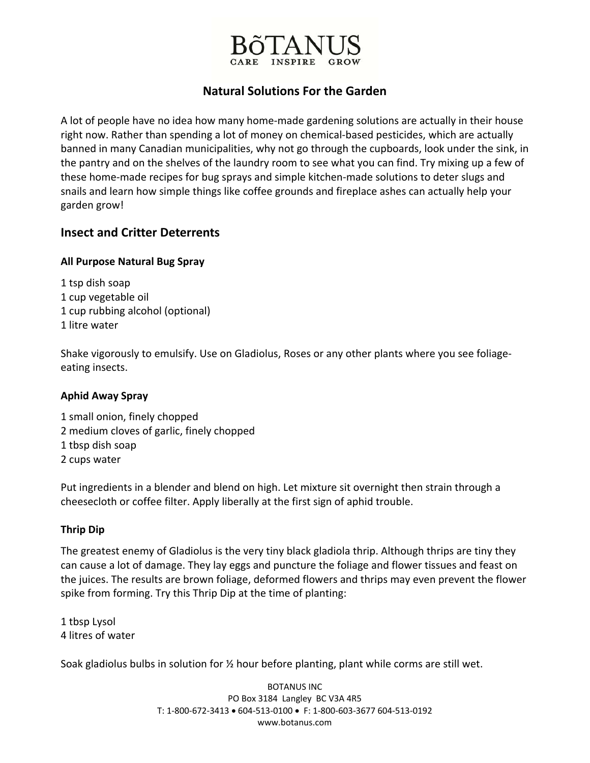# BŌTANUS

CARE INSPIRE GROW

## Natural Solutions For the Garden

A lot of people have no idea how many home-made gardening solutions are actually in their house right now. Rather than spending a lot of money on chemical-based pesticides, which are actually banned in many Canadian municipalities, why not go through the cupboards, look under the sink, in the pantry and on the shelves of the laundry room to see what you can find. Try mixing up a few of these home-made recipes for bug sprays and simple kitchen-made solutions to deter slugs and snails and learn how simple things like coffee grounds and fireplace ashes can actually help your garden grow!

## Insect and Critter Deterrents

### All Purpose Natural Bug Spray

1 tsp dish soap
1 cup vegetable oil
1 cup rubbing alcohol (optional)
1 litre water

Shake vigorously to emulsify. Use on Gladiolus, Roses or any other plants where you see foliage-eating insects.

### Aphid Away Spray

1 small onion, finely chopped
2 medium cloves of garlic, finely chopped
1 tbsp dish soap
2 cups water

Put ingredients in a blender and blend on high. Let mixture sit overnight then strain through a cheesecloth or coffee filter. Apply liberally at the first sign of aphid trouble.

### Thrip Dip

The greatest enemy of Gladiolus is the very tiny black gladiola thrip. Although thrips are tiny they can cause a lot of damage. They lay eggs and puncture the foliage and flower tissues and feast on the juices. The results are brown foliage, deformed flowers and thrips may even prevent the flower spike from forming. Try this Thrip Dip at the time of planting:

1 tbsp Lysol
4 litres of water

Soak gladiolus bulbs in solution for ½ hour before planting, plant while corms are still wet.

BOTANUS INC
PO Box 3184 Langley BC V3A 4R5
T: 1-800-672-3413 • 604-513-0100 • F: 1-800-603-3677 604-513-0192
www.botanus.com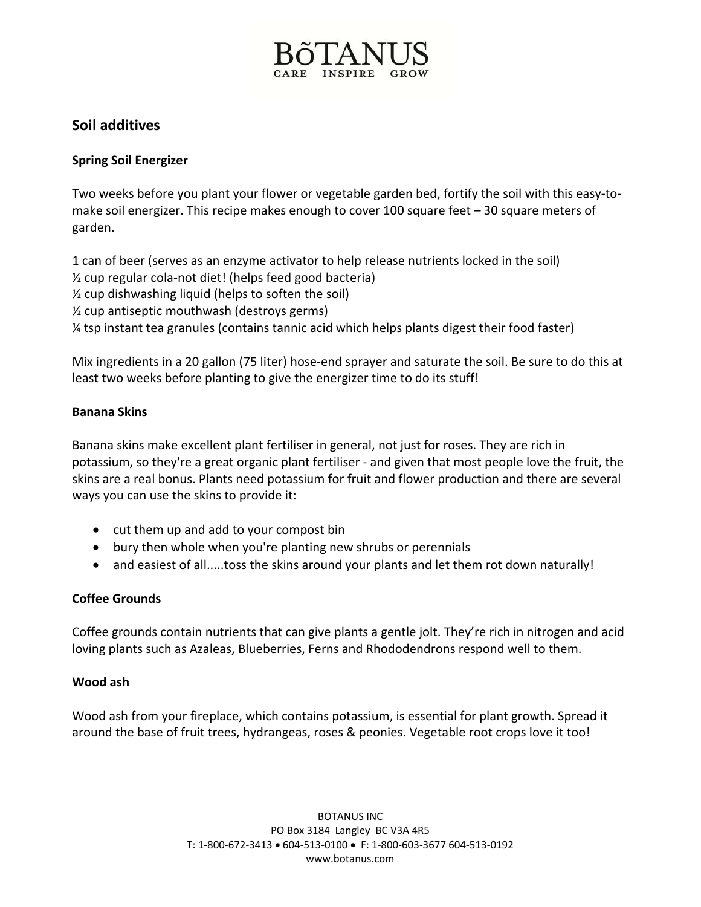# BõTANUS

CARE INSPIRE GROW

## Soil additives

### Spring Soil Energizer

Two weeks before you plant your flower or vegetable garden bed, fortify the soil with this easy-to-make soil energizer. This recipe makes enough to cover 100 square feet – 30 square meters of garden.

1 can of beer (serves as an enzyme activator to help release nutrients locked in the soil)
½ cup regular cola-not diet! (helps feed good bacteria)
½ cup dishwashing liquid (helps to soften the soil)
½ cup antiseptic mouthwash (destroys germs)
¼ tsp instant tea granules (contains tannic acid which helps plants digest their food faster)

Mix ingredients in a 20 gallon (75 liter) hose-end sprayer and saturate the soil. Be sure to do this at least two weeks before planting to give the energizer time to do its stuff!

### Banana Skins

Banana skins make excellent plant fertiliser in general, not just for roses. They are rich in potassium, so they're a great organic plant fertiliser - and given that most people love the fruit, the skins are a real bonus. Plants need potassium for fruit and flower production and there are several ways you can use the skins to provide it:

- cut them up and add to your compost bin
- bury then whole when you're planting new shrubs or perennials
- and easiest of all.....toss the skins around your plants and let them rot down naturally!

### Coffee Grounds

Coffee grounds contain nutrients that can give plants a gentle jolt. They're rich in nitrogen and acid loving plants such as Azaleas, Blueberries, Ferns and Rhododendrons respond well to them.

### Wood ash

Wood ash from your fireplace, which contains potassium, is essential for plant growth. Spread it around the base of fruit trees, hydrangeas, roses & peonies. Vegetable root crops love it too!

BOTANUS INC
PO Box 3184 Langley BC V3A 4R5
T: 1-800-672-3413 • 604-513-0100 • F: 1-800-603-3677 604-513-0192
www.botanus.com